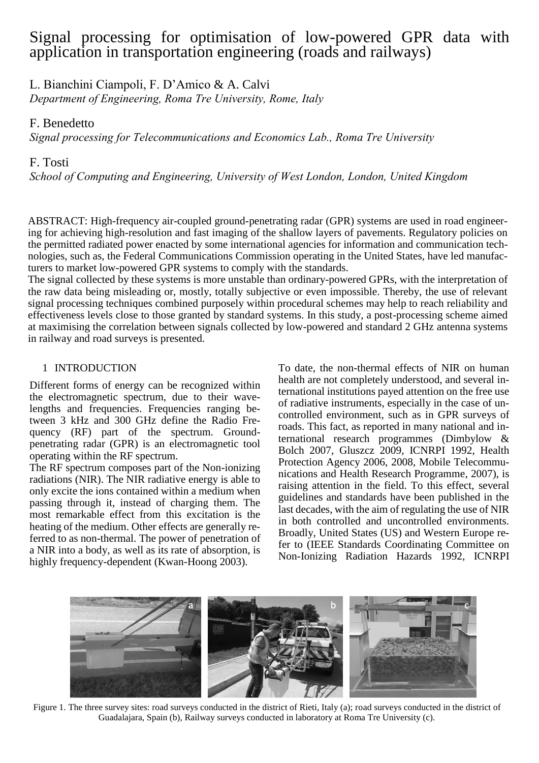# Signal processing for optimisation of low-powered GPR data with application in transportation engineering (roads and railways)

L. Bianchini Ciampoli, F. D'Amico & A. Calvi
*Department of Engineering, Roma Tre University, Rome, Italy*

F. Benedetto
*Signal processing for Telecommunications and Economics Lab., Roma Tre University*

F. Tosti
*School of Computing and Engineering, University of West London, London, United Kingdom*

ABSTRACT: High-frequency air-coupled ground-penetrating radar (GPR) systems are used in road engineering for achieving high-resolution and fast imaging of the shallow layers of pavements. Regulatory policies on the permitted radiated power enacted by some international agencies for information and communication technologies, such as, the Federal Communications Commission operating in the United States, have led manufacturers to market low-powered GPR systems to comply with the standards.
The signal collected by these systems is more unstable than ordinary-powered GPRs, with the interpretation of the raw data being misleading or, mostly, totally subjective or even impossible. Thereby, the use of relevant signal processing techniques combined purposely within procedural schemes may help to reach reliability and effectiveness levels close to those granted by standard systems. In this study, a post-processing scheme aimed at maximising the correlation between signals collected by low-powered and standard 2 GHz antenna systems in railway and road surveys is presented.

## 1 INTRODUCTION

Different forms of energy can be recognized within the electromagnetic spectrum, due to their wavelengths and frequencies. Frequencies ranging between 3 kHz and 300 GHz define the Radio Frequency (RF) part of the spectrum. Ground-penetrating radar (GPR) is an electromagnetic tool operating within the RF spectrum.
The RF spectrum composes part of the Non-ionizing radiations (NIR). The NIR radiative energy is able to only excite the ions contained within a medium when passing through it, instead of charging them. The most remarkable effect from this excitation is the heating of the medium. Other effects are generally referred to as non-thermal. The power of penetration of a NIR into a body, as well as its rate of absorption, is highly frequency-dependent (Kwan-Hoong 2003).

To date, the non-thermal effects of NIR on human health are not completely understood, and several international institutions payed attention on the free use of radiative instruments, especially in the case of uncontrolled environment, such as in GPR surveys of roads. This fact, as reported in many national and international research programmes (Dimbylow & Bolch 2007, Gluszcz 2009, ICNRPI 1992, Health Protection Agency 2006, 2008, Mobile Telecommunications and Health Research Programme, 2007), is raising attention in the field. To this effect, several guidelines and standards have been published in the last decades, with the aim of regulating the use of NIR in both controlled and uncontrolled environments. Broadly, United States (US) and Western Europe refer to (IEEE Standards Coordinating Committee on Non-Ionizing Radiation Hazards 1992, ICNRPI

Figure 1. The three survey sites: road surveys conducted in the district of Rieti, Italy (a); road surveys conducted in the district of Guadalajara, Spain (b), Railway surveys conducted in laboratory at Roma Tre University (c).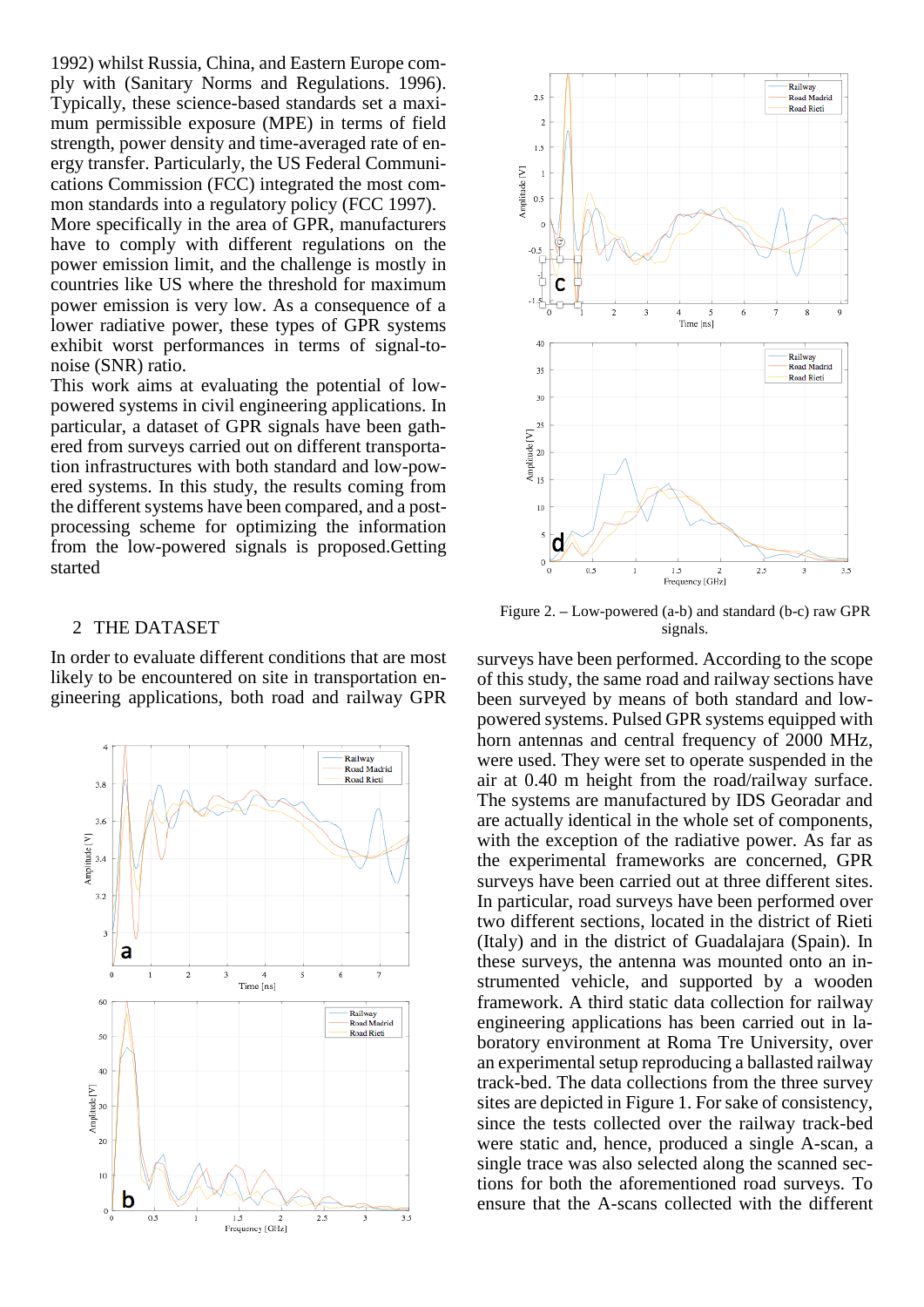1992) whilst Russia, China, and Eastern Europe comply with (Sanitary Norms and Regulations. 1996). Typically, these science-based standards set a maximum permissible exposure (MPE) in terms of field strength, power density and time-averaged rate of energy transfer. Particularly, the US Federal Communications Commission (FCC) integrated the most common standards into a regulatory policy (FCC 1997).
More specifically in the area of GPR, manufacturers have to comply with different regulations on the power emission limit, and the challenge is mostly in countries like US where the threshold for maximum power emission is very low. As a consequence of a lower radiative power, these types of GPR systems exhibit worst performances in terms of signal-to-noise (SNR) ratio.
This work aims at evaluating the potential of low-powered systems in civil engineering applications. In particular, a dataset of GPR signals have been gathered from surveys carried out on different transportation infrastructures with both standard and low-powered systems. In this study, the results coming from the different systems have been compared, and a post-processing scheme for optimizing the information from the low-powered signals is proposed.Getting started

## 2 THE DATASET

In order to evaluate different conditions that are most likely to be encountered on site in transportation engineering applications, both road and railway GPR surveys have been performed. According to the scope of this study, the same road and railway sections have been surveyed by means of both standard and low-powered systems. Pulsed GPR systems equipped with horn antennas and central frequency of 2000 MHz, were used. They were set to operate suspended in the air at 0.40 m height from the road/railway surface. The systems are manufactured by IDS Georadar and are actually identical in the whole set of components, with the exception of the radiative power. As far as the experimental frameworks are concerned, GPR surveys have been carried out at three different sites. In particular, road surveys have been performed over two different sections, located in the district of Rieti (Italy) and in the district of Guadalajara (Spain). In these surveys, the antenna was mounted onto an instrumented vehicle, and supported by a wooden framework. A third static data collection for railway engineering applications has been carried out in laboratory environment at Roma Tre University, over an experimental setup reproducing a ballasted railway track-bed. The data collections from the three survey sites are depicted in Figure 1. For sake of consistency, since the tests collected over the railway track-bed were static and, hence, produced a single A-scan, a single trace was also selected along the scanned sections for both the aforementioned road surveys. To ensure that the A-scans collected with the different

a
Amplitude [V]
Time [ns]
Railway
Road Madrid
Road Rieti

b
Amplitude [V]
Frequency [GHz]
Railway
Road Madrid
Road Rieti

c
Amplitude [V]
Time [ns]
Railway
Road Madrid
Road Rieti

d
Amplitude [V]
Frequency [GHz]
Railway
Road Madrid
Road Rieti

Figure 2. – Low-powered (a-b) and standard (b-c) raw GPR signals.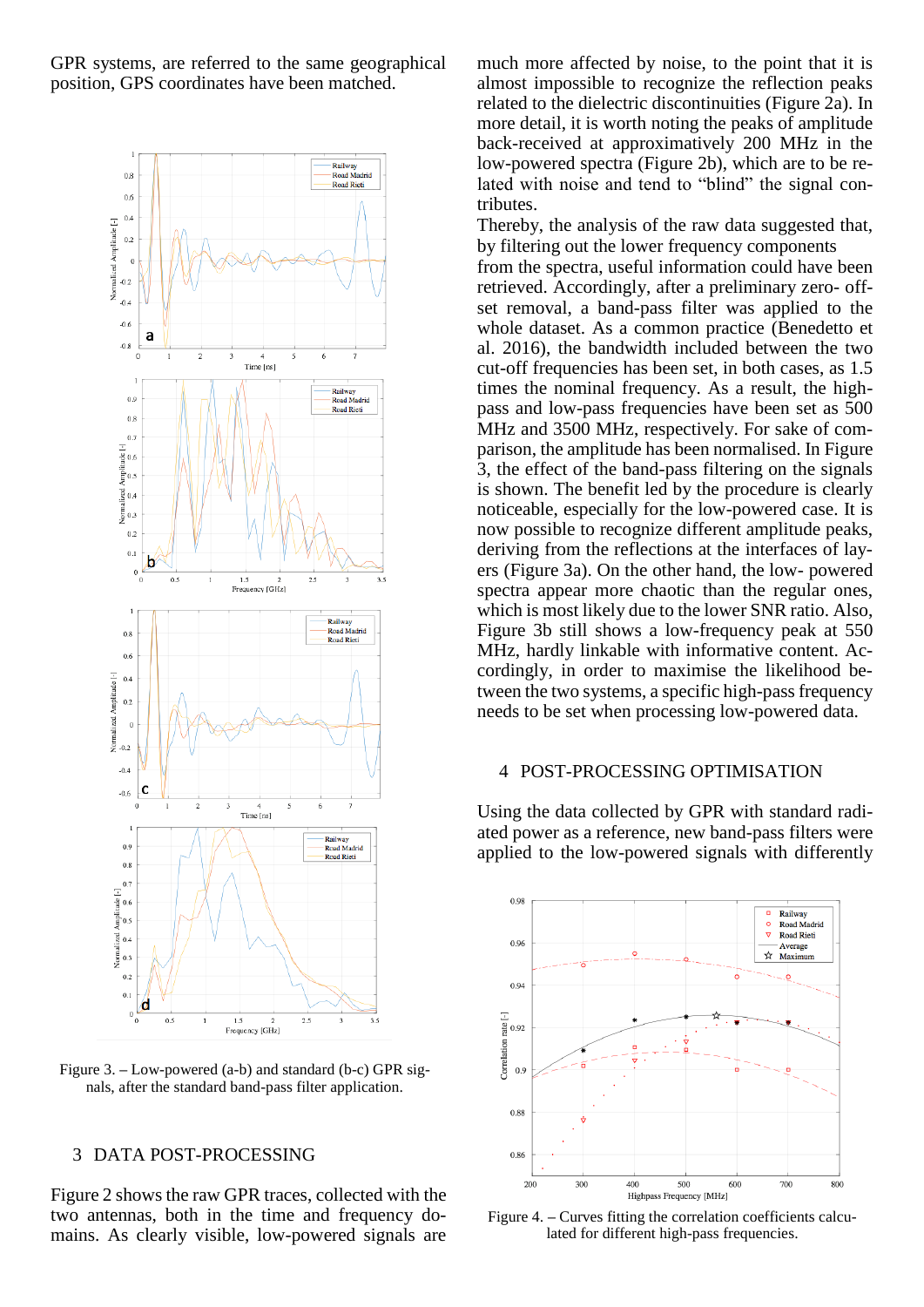GPR systems, are referred to the same geographical position, GPS coordinates have been matched.

Figure 3. – Low-powered (a-b) and standard (b-c) GPR signals, after the standard band-pass filter application.

## 3 DATA POST-PROCESSING

Figure 2 shows the raw GPR traces, collected with the two antennas, both in the time and frequency domains. As clearly visible, low-powered signals are much more affected by noise, to the point that it is almost impossible to recognize the reflection peaks related to the dielectric discontinuities (Figure 2a). In more detail, it is worth noting the peaks of amplitude back-received at approximatively 200 MHz in the low-powered spectra (Figure 2b), which are to be related with noise and tend to "blind" the signal contributes.

Thereby, the analysis of the raw data suggested that, by filtering out the lower frequency components from the spectra, useful information could have been retrieved. Accordingly, after a preliminary zero-offset removal, a band-pass filter was applied to the whole dataset. As a common practice (Benedetto et al. 2016), the bandwidth included between the two cut-off frequencies has been set, in both cases, as 1.5 times the nominal frequency. As a result, the high-pass and low-pass frequencies have been set as 500 MHz and 3500 MHz, respectively. For sake of comparison, the amplitude has been normalised. In Figure 3, the effect of the band-pass filtering on the signals is shown. The benefit led by the procedure is clearly noticeable, especially for the low-powered case. It is now possible to recognize different amplitude peaks, deriving from the reflections at the interfaces of layers (Figure 3a). On the other hand, the low- powered spectra appear more chaotic than the regular ones, which is most likely due to the lower SNR ratio. Also, Figure 3b still shows a low-frequency peak at 550 MHz, hardly linkable with informative content. Accordingly, in order to maximise the likelihood between the two systems, a specific high-pass frequency needs to be set when processing low-powered data.

## 4 POST-PROCESSING OPTIMISATION

Using the data collected by GPR with standard radiated power as a reference, new band-pass filters were applied to the low-powered signals with differently

Figure 4. – Curves fitting the correlation coefficients calculated for different high-pass frequencies.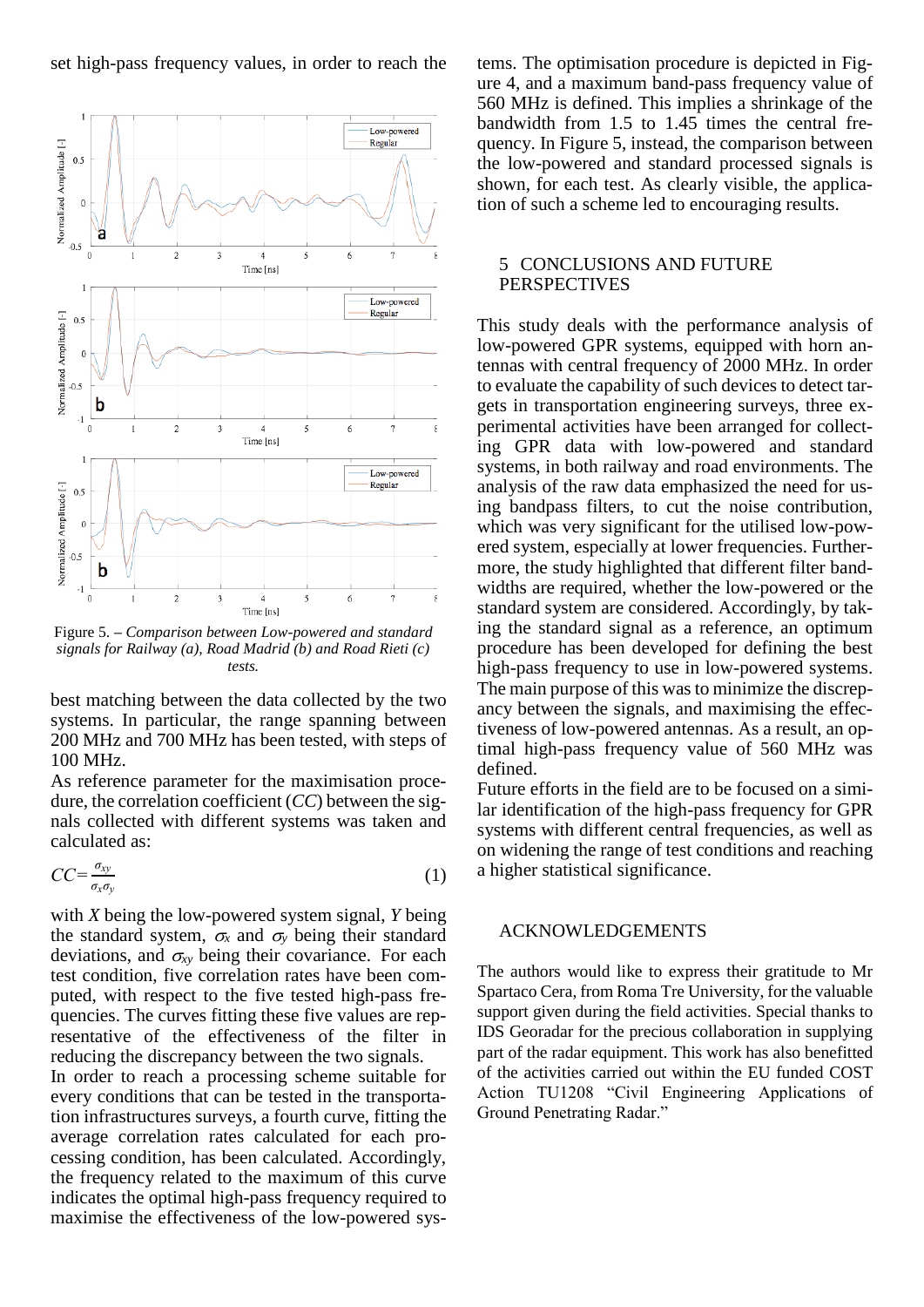set high-pass frequency values, in order to reach the

Low-powered
Regular
Normalized Amplitude [-]
a
Time [ns]

Low-powered
Regular
Normalized Amplitude [-]
b
Time [ns]

Low-powered
Regular
Normalized Amplitude [-]
b
Time [ns]

Figure 5. – *Comparison between Low-powered and standard signals for Railway (a), Road Madrid (b) and Road Rieti (c) tests.*

best matching between the data collected by the two systems. In particular, the range spanning between 200 MHz and 700 MHz has been tested, with steps of 100 MHz.

As reference parameter for the maximisation procedure, the correlation coefficient (*CC*) between the signals collected with different systems was taken and calculated as:

$$CC = \frac{\sigma_{xy}}{\sigma_x \sigma_y} \quad (1)$$

with *X* being the low-powered system signal, *Y* being the standard system, $\sigma_x$ and $\sigma_y$ being their standard deviations, and $\sigma_{xy}$ being their covariance. For each test condition, five correlation rates have been computed, with respect to the five tested high-pass frequencies. The curves fitting these five values are representative of the effectiveness of the filter in reducing the discrepancy between the two signals.

In order to reach a processing scheme suitable for every conditions that can be tested in the transportation infrastructures surveys, a fourth curve, fitting the average correlation rates calculated for each processing condition, has been calculated. Accordingly, the frequency related to the maximum of this curve indicates the optimal high-pass frequency required to maximise the effectiveness of the low-powered systems. The optimisation procedure is depicted in Figure 4, and a maximum band-pass frequency value of 560 MHz is defined. This implies a shrinkage of the bandwidth from 1.5 to 1.45 times the central frequency. In Figure 5, instead, the comparison between the low-powered and standard processed signals is shown, for each test. As clearly visible, the application of such a scheme led to encouraging results.

## 5 CONCLUSIONS AND FUTURE PERSPECTIVES

This study deals with the performance analysis of low-powered GPR systems, equipped with horn antennas with central frequency of 2000 MHz. In order to evaluate the capability of such devices to detect targets in transportation engineering surveys, three experimental activities have been arranged for collecting GPR data with low-powered and standard systems, in both railway and road environments. The analysis of the raw data emphasized the need for using bandpass filters, to cut the noise contribution, which was very significant for the utilised low-powered system, especially at lower frequencies. Furthermore, the study highlighted that different filter bandwidths are required, whether the low-powered or the standard system are considered. Accordingly, by taking the standard signal as a reference, an optimum procedure has been developed for defining the best high-pass frequency to use in low-powered systems. The main purpose of this was to minimize the discrepancy between the signals, and maximising the effectiveness of low-powered antennas. As a result, an optimal high-pass frequency value of 560 MHz was defined.

Future efforts in the field are to be focused on a similar identification of the high-pass frequency for GPR systems with different central frequencies, as well as on widening the range of test conditions and reaching a higher statistical significance.

## ACKNOWLEDGEMENTS

The authors would like to express their gratitude to Mr Spartaco Cera, from Roma Tre University, for the valuable support given during the field activities. Special thanks to IDS Georadar for the precious collaboration in supplying part of the radar equipment. This work has also benefitted of the activities carried out within the EU funded COST Action TU1208 "Civil Engineering Applications of Ground Penetrating Radar."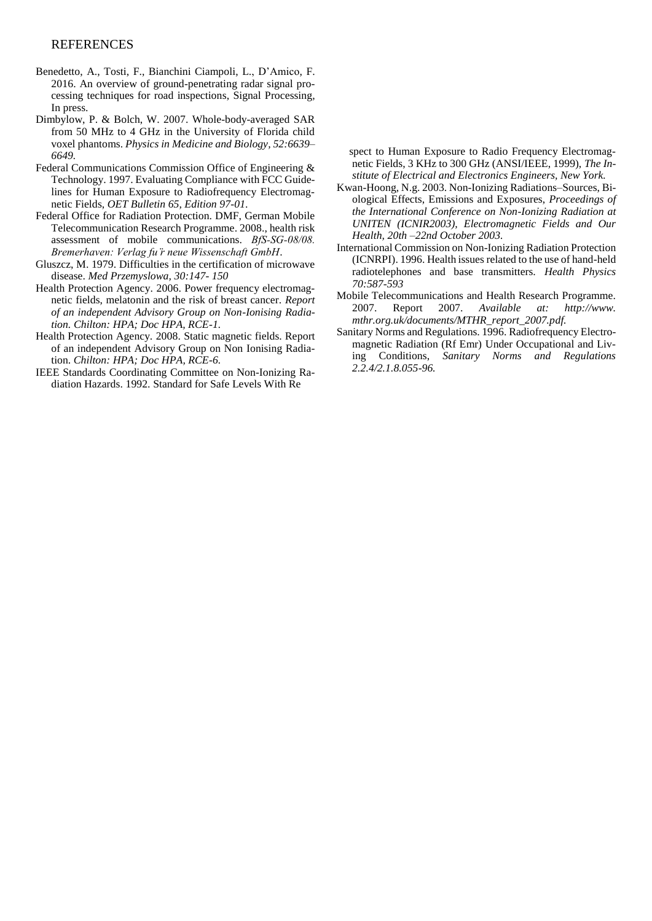## REFERENCES

Benedetto, A., Tosti, F., Bianchini Ciampoli, L., D'Amico, F. 2016. An overview of ground-penetrating radar signal processing techniques for road inspections, Signal Processing, In press.

Dimbylow, P. & Bolch, W. 2007. Whole-body-averaged SAR from 50 MHz to 4 GHz in the University of Florida child voxel phantoms. *Physics in Medicine and Biology, 52:6639–6649.*

Federal Communications Commission Office of Engineering & Technology. 1997. Evaluating Compliance with FCC Guidelines for Human Exposure to Radiofrequency Electromagnetic Fields, *OET Bulletin 65, Edition 97-01*.

Federal Office for Radiation Protection. DMF, German Mobile Telecommunication Research Programme. 2008., health risk assessment of mobile communications. *BfS-SG-08/08. Bremerhaven: Verlag für neue Wissenschaft GmbH*.

Gluszcz, M. 1979. Difficulties in the certification of microwave disease. *Med Przemyslowa, 30:147- 150*

Health Protection Agency. 2006. Power frequency electromagnetic fields, melatonin and the risk of breast cancer. *Report of an independent Advisory Group on Non-Ionising Radiation. Chilton: HPA; Doc HPA, RCE-1.*

Health Protection Agency. 2008. Static magnetic fields. Report of an independent Advisory Group on Non Ionising Radiation. *Chilton: HPA; Doc HPA, RCE-6.*

IEEE Standards Coordinating Committee on Non-Ionizing Radiation Hazards. 1992. Standard for Safe Levels With Respect to Human Exposure to Radio Frequency Electromagnetic Fields, 3 KHz to 300 GHz (ANSI/IEEE, 1999), *The Institute of Electrical and Electronics Engineers, New York.*

Kwan-Hoong, N.g. 2003. Non-Ionizing Radiations–Sources, Biological Effects, Emissions and Exposures, *Proceedings of the International Conference on Non-Ionizing Radiation at UNITEN (ICNIR2003), Electromagnetic Fields and Our Health, 20th –22nd October 2003.*

International Commission on Non-Ionizing Radiation Protection (ICNRPI). 1996. Health issues related to the use of hand-held radiotelephones and base transmitters. *Health Physics 70:587-593*

Mobile Telecommunications and Health Research Programme. 2007. Report 2007. *Available at: http://www.mthr.org.uk/documents/MTHR_report_2007.pdf.*

Sanitary Norms and Regulations. 1996. Radiofrequency Electromagnetic Radiation (Rf Emr) Under Occupational and Living Conditions, *Sanitary Norms and Regulations 2.2.4/2.1.8.055-96.*